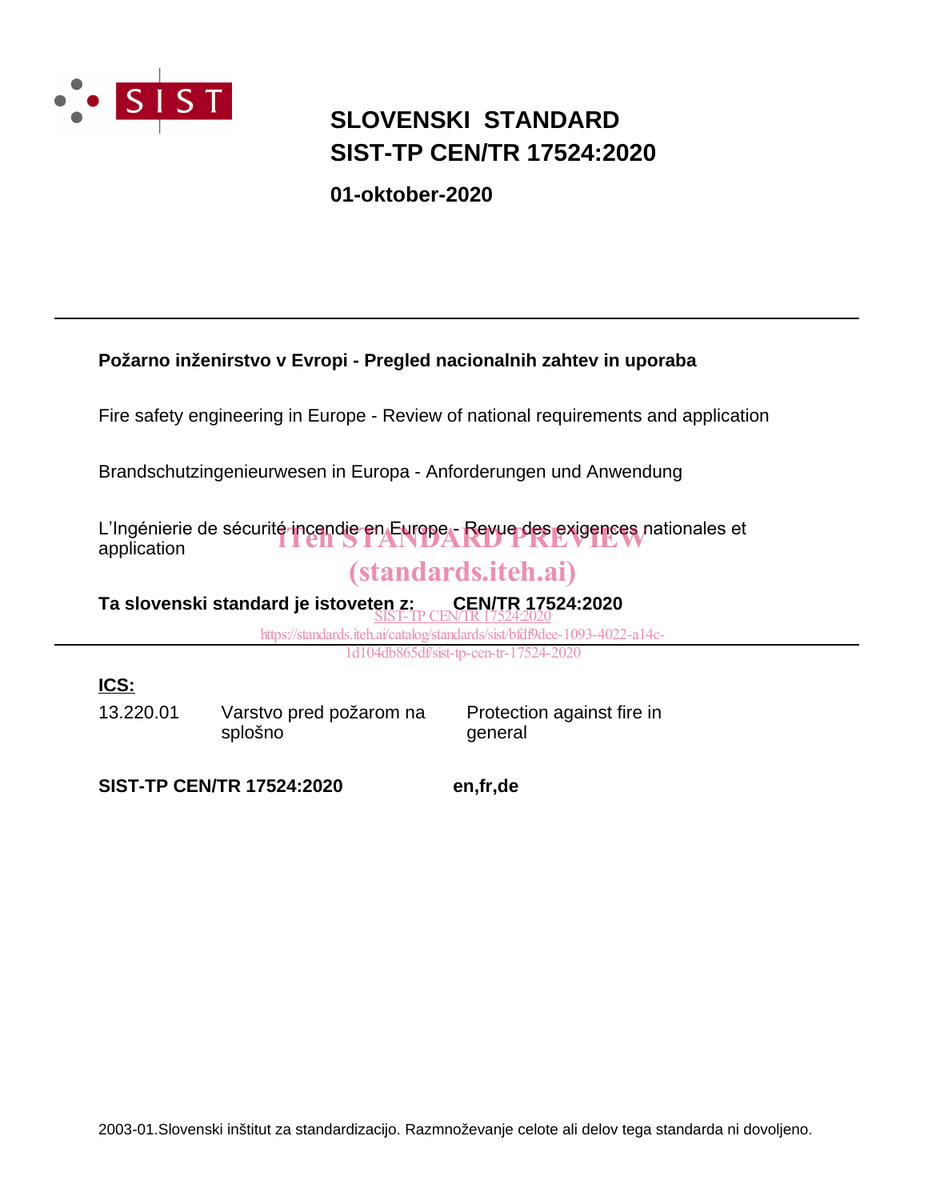SIST

# SLOVENSKI STANDARD
# SIST-TP CEN/TR 17524:2020

**01-oktober-2020**

---

**Požarno inženirstvo v Evropi - Pregled nacionalnih zahtev in uporaba**

Fire safety engineering in Europe - Review of national requirements and application

Brandschutzingenieurwesen in Europa - Anforderungen und Anwendung

L'Ingénierie de sécurité incendie en Europe - Revue des exigences nationales et application

iTeh STANDARD PREVIEW
(standards.iteh.ai)

**Ta slovenski standard je istoveten z:** **CEN/TR 17524:2020**

SIST-TP CEN/TR 17524:2020
https://standards.iteh.ai/catalog/standards/sist/bfdf9dee-1093-4022-a14c-1d104db865df/sist-tp-cen-tr-17524-2020

---

**ICS:**

| | | |
|---|---|---|
| 13.220.01 | Varstvo pred požarom na splošno | Protection against fire in general |

**SIST-TP CEN/TR 17524:2020** **en,fr,de**

2003-01.Slovenski inštitut za standardizacijo. Razmnoževanje celote ali delov tega standarda ni dovoljeno.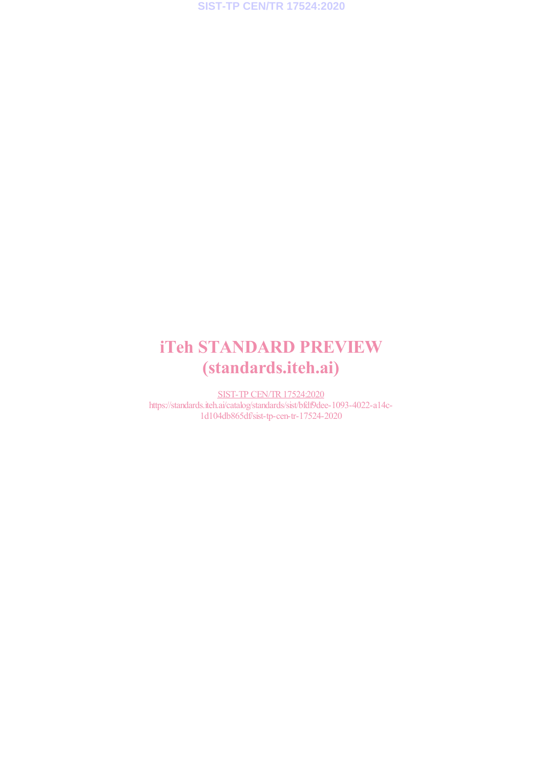iTeh STANDARD PREVIEW
(standards.iteh.ai)

SIST-TP CEN/TR 17524:2020
https://standards.iteh.ai/catalog/standards/sist/bfdf9dee-1093-4022-a14c-1d104db865df/sist-tp-cen-tr-17524-2020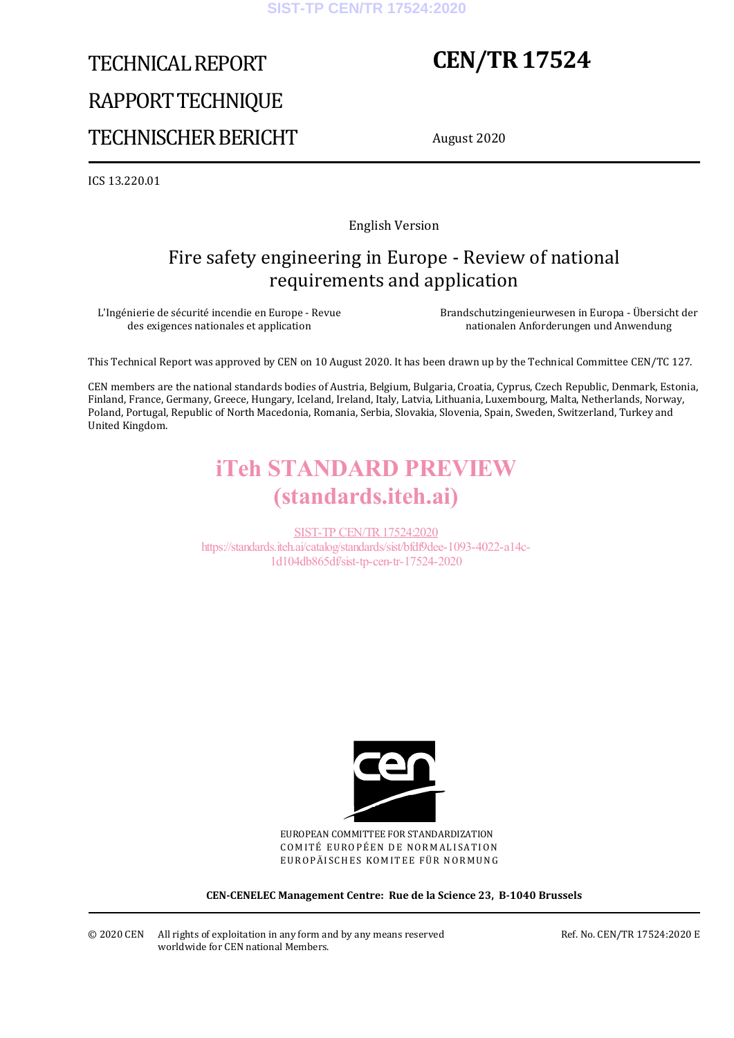# TECHNICAL REPORT
# RAPPORT TECHNIQUE
# TECHNISCHER BERICHT

# CEN/TR 17524

August 2020

ICS 13.220.01

English Version

## Fire safety engineering in Europe - Review of national requirements and application

L'Ingénierie de sécurité incendie en Europe - Revue des exigences nationales et application

Brandschutzingenieurwesen in Europa - Übersicht der nationalen Anforderungen und Anwendung

This Technical Report was approved by CEN on 10 August 2020. It has been drawn up by the Technical Committee CEN/TC 127.

CEN members are the national standards bodies of Austria, Belgium, Bulgaria, Croatia, Cyprus, Czech Republic, Denmark, Estonia, Finland, France, Germany, Greece, Hungary, Iceland, Ireland, Italy, Latvia, Lithuania, Luxembourg, Malta, Netherlands, Norway, Poland, Portugal, Republic of North Macedonia, Romania, Serbia, Slovakia, Slovenia, Spain, Sweden, Switzerland, Turkey and United Kingdom.

EUROPEAN COMMITTEE FOR STANDARDIZATION
COMITÉ EUROPÉEN DE NORMALISATION
EUROPÄISCHES KOMITEE FÜR NORMUNG

**CEN-CENELEC Management Centre: Rue de la Science 23, B-1040 Brussels**

© 2020 CEN All rights of exploitation in any form and by any means reserved worldwide for CEN national Members.

Ref. No. CEN/TR 17524:2020 E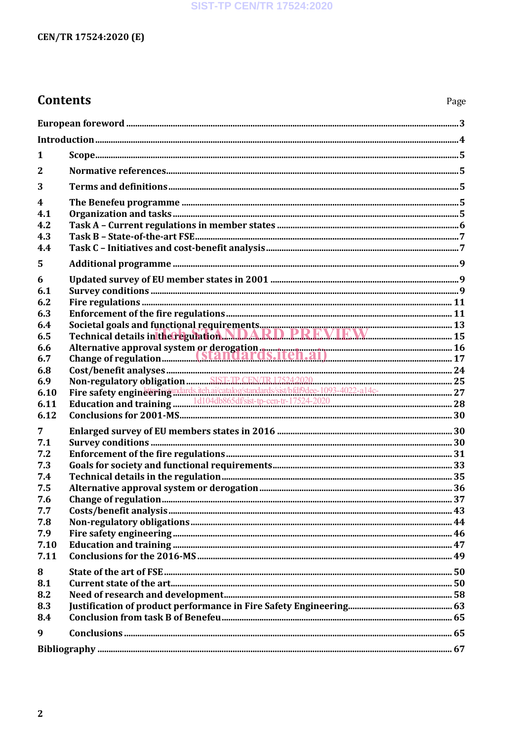## Contents

| | | Page |
|---|---|---|
| European foreword | | 3 |
| Introduction | | 4 |
| 1 | Scope | 5 |
| 2 | Normative references | 5 |
| 3 | Terms and definitions | 5 |
| 4 | The Benefeu programme | 5 |
| 4.1 | Organization and tasks | 5 |
| 4.2 | Task A – Current regulations in member states | 6 |
| 4.3 | Task B – State-of-the-art FSE | 7 |
| 4.4 | Task C – Initiatives and cost-benefit analysis | 7 |
| 5 | Additional programme | 9 |
| 6 | Updated survey of EU member states in 2001 | 9 |
| 6.1 | Survey conditions | 9 |
| 6.2 | Fire regulations | 11 |
| 6.3 | Enforcement of the fire regulations | 11 |
| 6.4 | Societal goals and functional requirements | 13 |
| 6.5 | Technical details in the regulation | 15 |
| 6.6 | Alternative approval system or derogation | 16 |
| 6.7 | Change of regulation | 17 |
| 6.8 | Cost/benefit analyses | 24 |
| 6.9 | Non-regulatory obligation | 25 |
| 6.10 | Fire safety engineering | 27 |
| 6.11 | Education and training | 28 |
| 6.12 | Conclusions for 2001-MS | 30 |
| 7 | Enlarged survey of EU members states in 2016 | 30 |
| 7.1 | Survey conditions | 30 |
| 7.2 | Enforcement of the fire regulations | 31 |
| 7.3 | Goals for society and functional requirements | 33 |
| 7.4 | Technical details in the regulation | 35 |
| 7.5 | Alternative approval system or derogation | 36 |
| 7.6 | Change of regulation | 37 |
| 7.7 | Costs/benefit analysis | 43 |
| 7.8 | Non-regulatory obligations | 44 |
| 7.9 | Fire safety engineering | 46 |
| 7.10 | Education and training | 47 |
| 7.11 | Conclusions for the 2016-MS | 49 |
| 8 | State of the art of FSE | 50 |
| 8.1 | Current state of the art | 50 |
| 8.2 | Need of research and development | 58 |
| 8.3 | Justification of product performance in Fire Safety Engineering | 63 |
| 8.4 | Conclusion from task B of Benefeu | 65 |
| 9 | Conclusions | 65 |
| Bibliography | | 67 |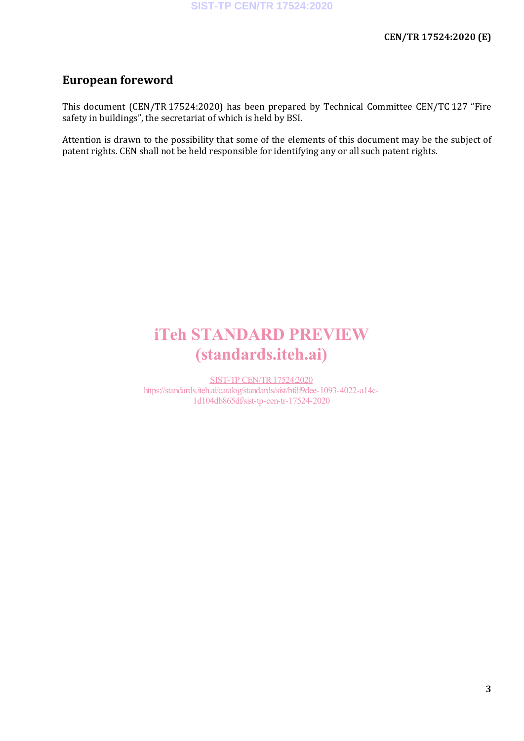## European foreword

This document (CEN/TR 17524:2020) has been prepared by Technical Committee CEN/TC 127 "Fire safety in buildings", the secretariat of which is held by BSI.

Attention is drawn to the possibility that some of the elements of this document may be the subject of patent rights. CEN shall not be held responsible for identifying any or all such patent rights.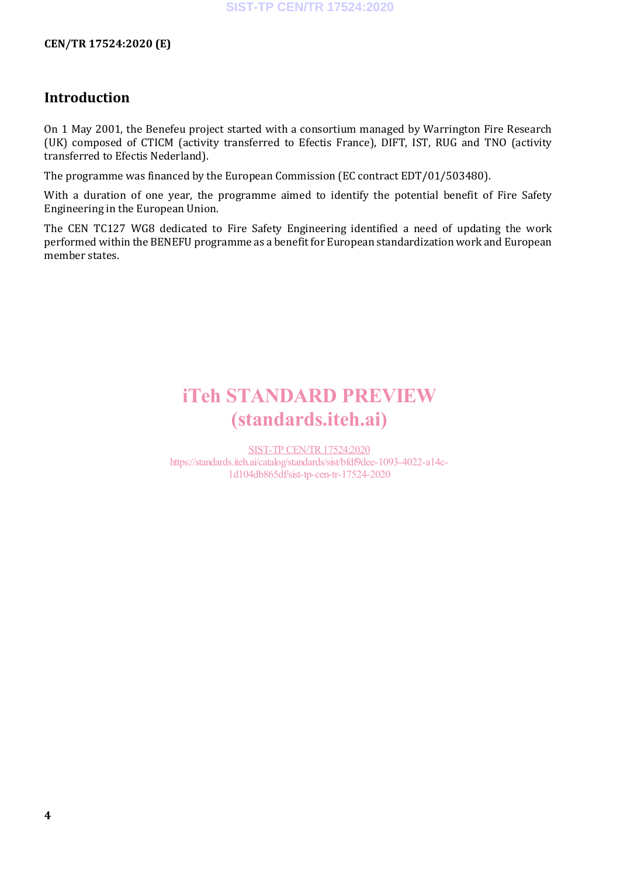## Introduction

On 1 May 2001, the Benefeu project started with a consortium managed by Warrington Fire Research (UK) composed of CTICM (activity transferred to Efectis France), DIFT, IST, RUG and TNO (activity transferred to Efectis Nederland).

The programme was financed by the European Commission (EC contract EDT/01/503480).

With a duration of one year, the programme aimed to identify the potential benefit of Fire Safety Engineering in the European Union.

The CEN TC127 WG8 dedicated to Fire Safety Engineering identified a need of updating the work performed within the BENEFU programme as a benefit for European standardization work and European member states.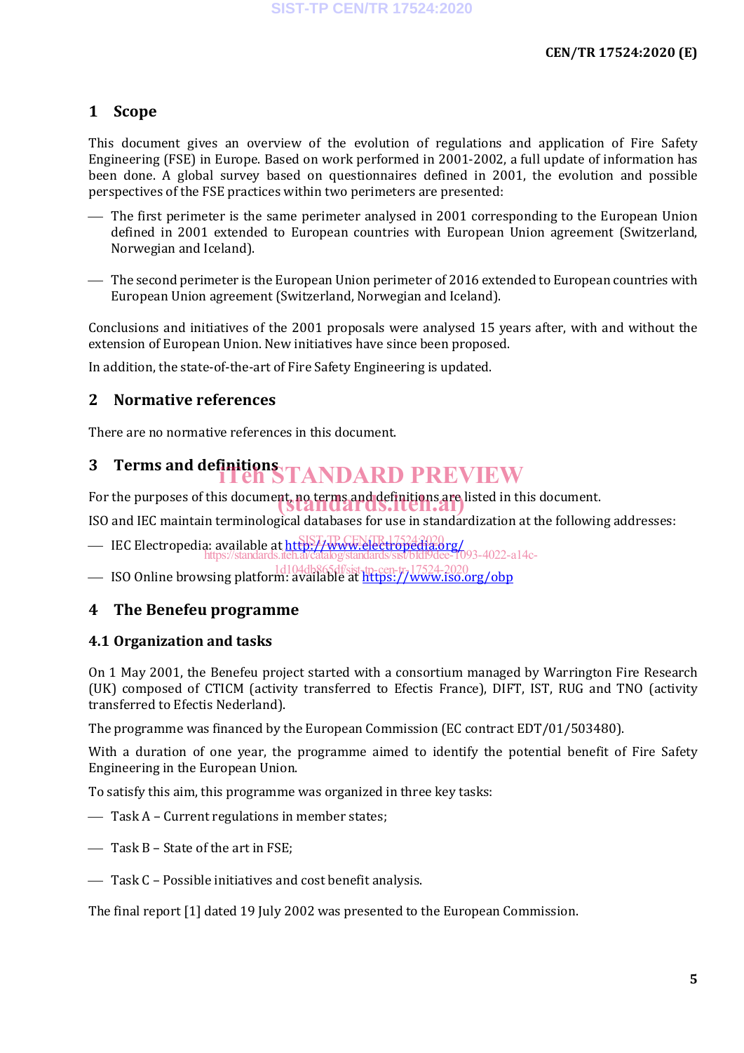# 1 Scope

This document gives an overview of the evolution of regulations and application of Fire Safety Engineering (FSE) in Europe. Based on work performed in 2001-2002, a full update of information has been done. A global survey based on questionnaires defined in 2001, the evolution and possible perspectives of the FSE practices within two perimeters are presented:

- The first perimeter is the same perimeter analysed in 2001 corresponding to the European Union defined in 2001 extended to European countries with European Union agreement (Switzerland, Norwegian and Iceland).
- The second perimeter is the European Union perimeter of 2016 extended to European countries with European Union agreement (Switzerland, Norwegian and Iceland).

Conclusions and initiatives of the 2001 proposals were analysed 15 years after, with and without the extension of European Union. New initiatives have since been proposed.

In addition, the state-of-the-art of Fire Safety Engineering is updated.

# 2 Normative references

There are no normative references in this document.

# 3 Terms and definitions

For the purposes of this document, no terms and definitions are listed in this document.

ISO and IEC maintain terminological databases for use in standardization at the following addresses:

- IEC Electropedia: available at http://www.electropedia.org/
- ISO Online browsing platform: available at https://www.iso.org/obp

# 4 The Benefeu programme

## 4.1 Organization and tasks

On 1 May 2001, the Benefeu project started with a consortium managed by Warrington Fire Research (UK) composed of CTICM (activity transferred to Efectis France), DIFT, IST, RUG and TNO (activity transferred to Efectis Nederland).

The programme was financed by the European Commission (EC contract EDT/01/503480).

With a duration of one year, the programme aimed to identify the potential benefit of Fire Safety Engineering in the European Union.

To satisfy this aim, this programme was organized in three key tasks:

- Task A – Current regulations in member states;
- Task B – State of the art in FSE;
- Task C – Possible initiatives and cost benefit analysis.

The final report [1] dated 19 July 2002 was presented to the European Commission.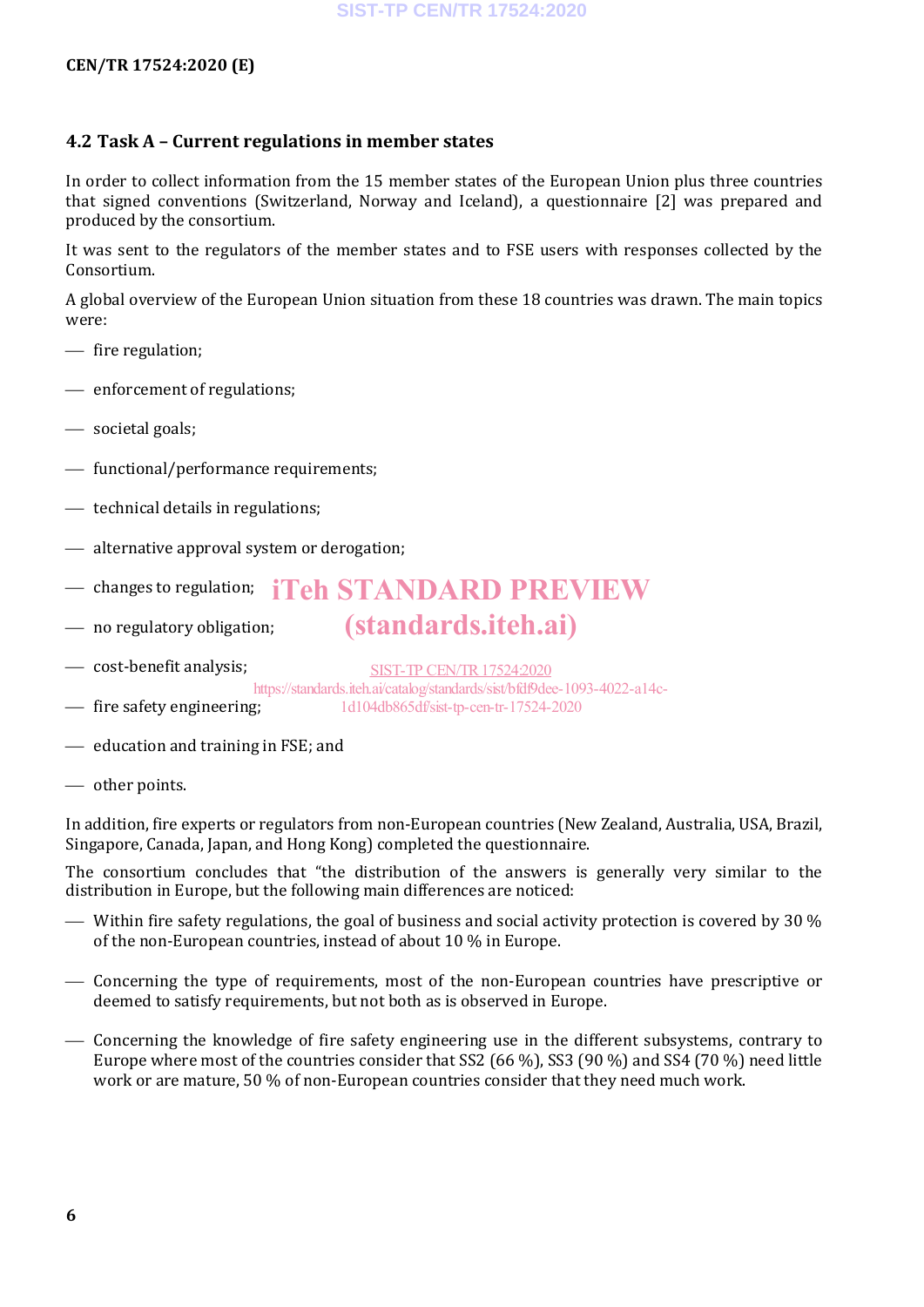## 4.2 Task A – Current regulations in member states

In order to collect information from the 15 member states of the European Union plus three countries that signed conventions (Switzerland, Norway and Iceland), a questionnaire [2] was prepared and produced by the consortium.

It was sent to the regulators of the member states and to FSE users with responses collected by the Consortium.

A global overview of the European Union situation from these 18 countries was drawn. The main topics were:

- fire regulation;
- enforcement of regulations;
- societal goals;
- functional/performance requirements;
- technical details in regulations;
- alternative approval system or derogation;
- changes to regulation;
- no regulatory obligation;
- cost-benefit analysis;
- fire safety engineering;
- education and training in FSE; and
- other points.

In addition, fire experts or regulators from non-European countries (New Zealand, Australia, USA, Brazil, Singapore, Canada, Japan, and Hong Kong) completed the questionnaire.

The consortium concludes that "the distribution of the answers is generally very similar to the distribution in Europe, but the following main differences are noticed:

- Within fire safety regulations, the goal of business and social activity protection is covered by 30 % of the non-European countries, instead of about 10 % in Europe.
- Concerning the type of requirements, most of the non-European countries have prescriptive or deemed to satisfy requirements, but not both as is observed in Europe.
- Concerning the knowledge of fire safety engineering use in the different subsystems, contrary to Europe where most of the countries consider that SS2 (66 %), SS3 (90 %) and SS4 (70 %) need little work or are mature, 50 % of non-European countries consider that they need much work.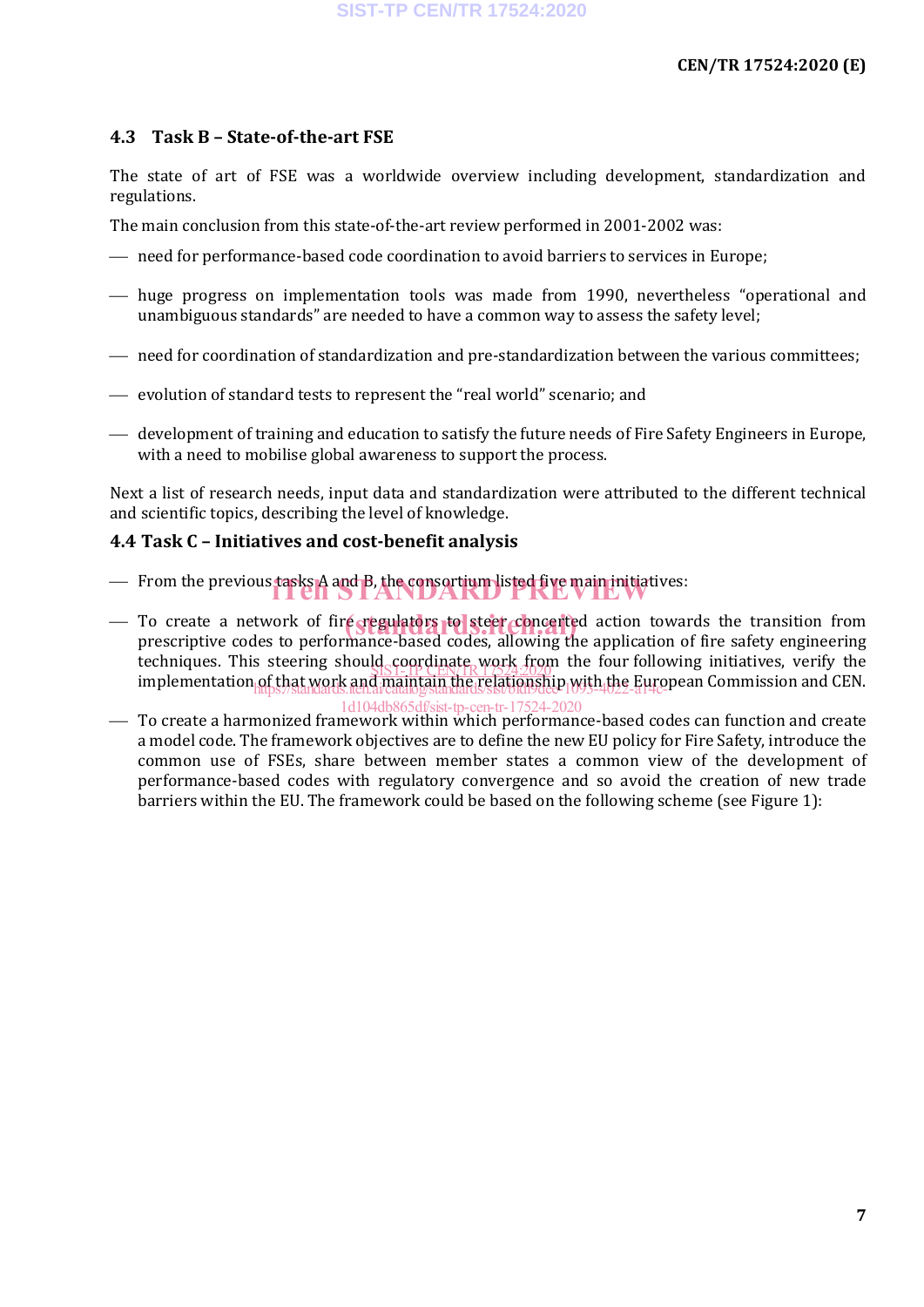## 4.3 Task B – State-of-the-art FSE

The state of art of FSE was a worldwide overview including development, standardization and regulations.

The main conclusion from this state-of-the-art review performed in 2001-2002 was:

- need for performance-based code coordination to avoid barriers to services in Europe;
- huge progress on implementation tools was made from 1990, nevertheless “operational and unambiguous standards” are needed to have a common way to assess the safety level;
- need for coordination of standardization and pre-standardization between the various committees;
- evolution of standard tests to represent the “real world” scenario; and
- development of training and education to satisfy the future needs of Fire Safety Engineers in Europe, with a need to mobilise global awareness to support the process.

Next a list of research needs, input data and standardization were attributed to the different technical and scientific topics, describing the level of knowledge.

## 4.4 Task C – Initiatives and cost-benefit analysis

- From the previous tasks A and B, the consortium listed five main initiatives:
- To create a network of fire regulators to steer concerted action towards the transition from prescriptive codes to performance-based codes, allowing the application of fire safety engineering techniques. This steering should coordinate work from the four following initiatives, verify the implementation of that work and maintain the relationship with the European Commission and CEN.
- To create a harmonized framework within which performance-based codes can function and create a model code. The framework objectives are to define the new EU policy for Fire Safety, introduce the common use of FSEs, share between member states a common view of the development of performance-based codes with regulatory convergence and so avoid the creation of new trade barriers within the EU. The framework could be based on the following scheme (see Figure 1):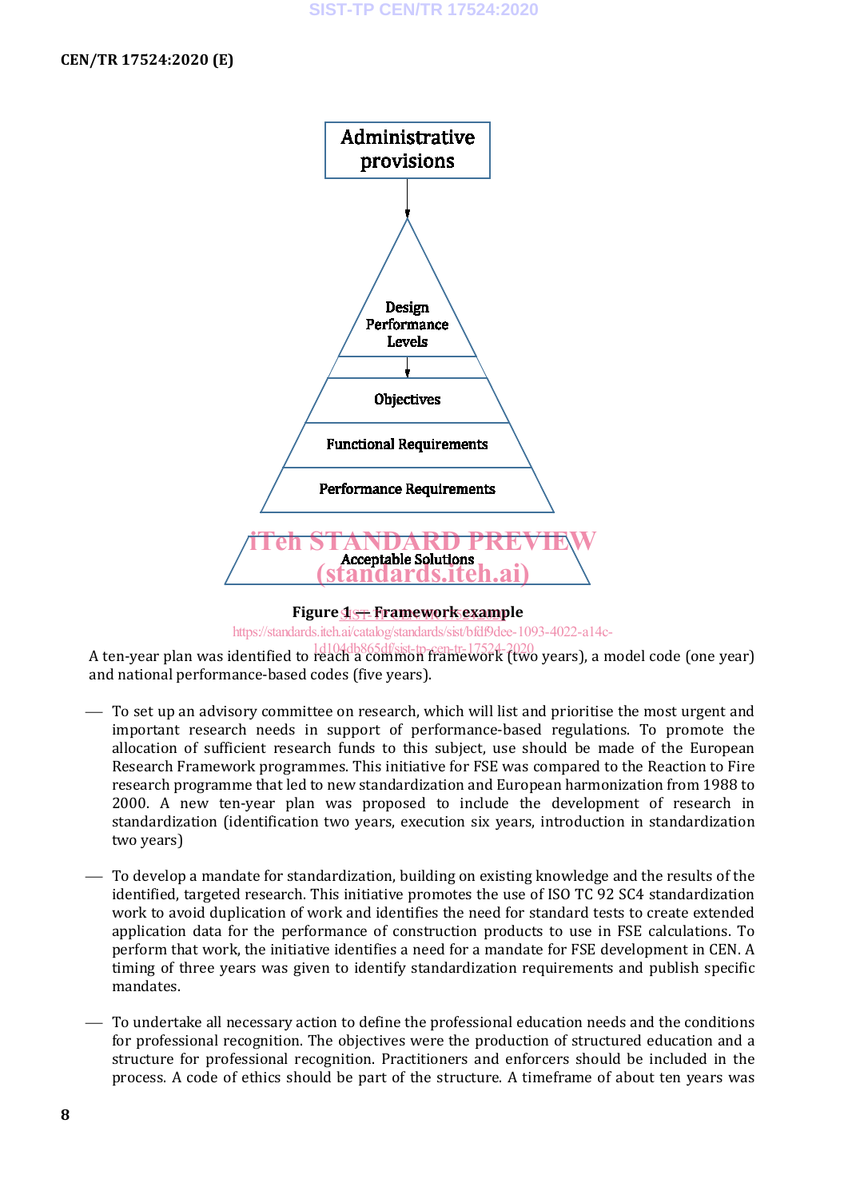Administrative provisions

Design Performance Levels

Objectives

Functional Requirements

Performance Requirements

Acceptable Solutions

**Figure 1 — Framework example**

A ten-year plan was identified to reach a common framework (two years), a model code (one year) and national performance-based codes (five years).

- To set up an advisory committee on research, which will list and prioritise the most urgent and important research needs in support of performance-based regulations. To promote the allocation of sufficient research funds to this subject, use should be made of the European Research Framework programmes. This initiative for FSE was compared to the Reaction to Fire research programme that led to new standardization and European harmonization from 1988 to 2000. A new ten-year plan was proposed to include the development of research in standardization (identification two years, execution six years, introduction in standardization two years)

- To develop a mandate for standardization, building on existing knowledge and the results of the identified, targeted research. This initiative promotes the use of ISO TC 92 SC4 standardization work to avoid duplication of work and identifies the need for standard tests to create extended application data for the performance of construction products to use in FSE calculations. To perform that work, the initiative identifies a need for a mandate for FSE development in CEN. A timing of three years was given to identify standardization requirements and publish specific mandates.

- To undertake all necessary action to define the professional education needs and the conditions for professional recognition. The objectives were the production of structured education and a structure for professional recognition. Practitioners and enforcers should be included in the process. A code of ethics should be part of the structure. A timeframe of about ten years was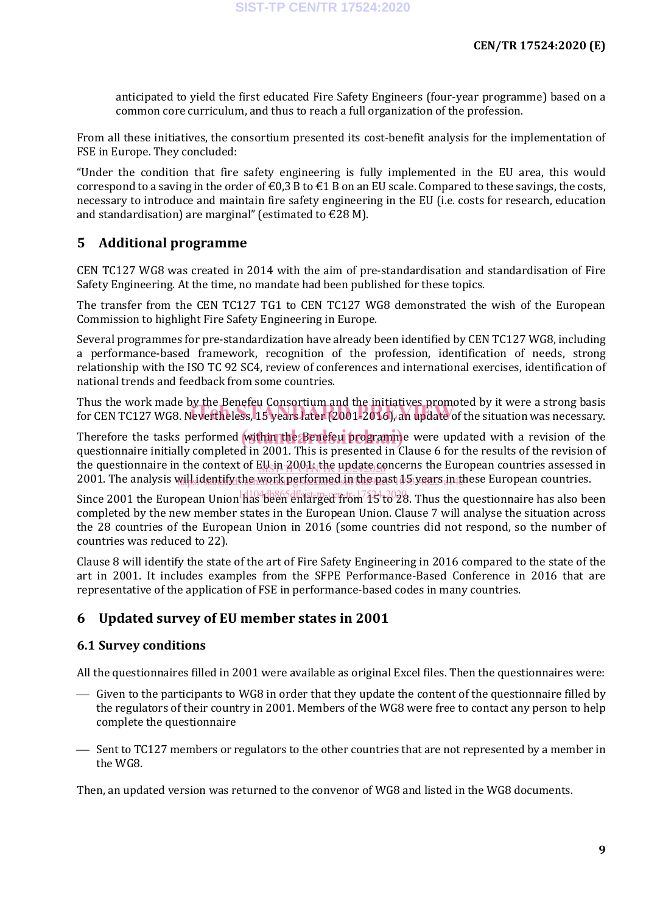anticipated to yield the first educated Fire Safety Engineers (four-year programme) based on a common core curriculum, and thus to reach a full organization of the profession.

From all these initiatives, the consortium presented its cost-benefit analysis for the implementation of FSE in Europe. They concluded:

"Under the condition that fire safety engineering is fully implemented in the EU area, this would correspond to a saving in the order of €0,3 B to €1 B on an EU scale. Compared to these savings, the costs, necessary to introduce and maintain fire safety engineering in the EU (i.e. costs for research, education and standardisation) are marginal" (estimated to €28 M).

## 5 Additional programme

CEN TC127 WG8 was created in 2014 with the aim of pre-standardisation and standardisation of Fire Safety Engineering. At the time, no mandate had been published for these topics.

The transfer from the CEN TC127 TG1 to CEN TC127 WG8 demonstrated the wish of the European Commission to highlight Fire Safety Engineering in Europe.

Several programmes for pre-standardization have already been identified by CEN TC127 WG8, including a performance-based framework, recognition of the profession, identification of needs, strong relationship with the ISO TC 92 SC4, review of conferences and international exercises, identification of national trends and feedback from some countries.

Thus the work made by the Benefeu Consortium and the initiatives promoted by it were a strong basis for CEN TC127 WG8. Nevertheless, 15 years later (2001-2016), an update of the situation was necessary.

Therefore the tasks performed within the Benefeu programme were updated with a revision of the questionnaire initially completed in 2001. This is presented in Clause 6 for the results of the revision of the questionnaire in the context of EU in 2001; the update concerns the European countries assessed in 2001. The analysis will identify the work performed in the past 15 years in these European countries.

Since 2001 the European Union has been enlarged from 15 to 28. Thus the questionnaire has also been completed by the new member states in the European Union. Clause 7 will analyse the situation across the 28 countries of the European Union in 2016 (some countries did not respond, so the number of countries was reduced to 22).

Clause 8 will identify the state of the art of Fire Safety Engineering in 2016 compared to the state of the art in 2001. It includes examples from the SFPE Performance-Based Conference in 2016 that are representative of the application of FSE in performance-based codes in many countries.

## 6 Updated survey of EU member states in 2001

### 6.1 Survey conditions

All the questionnaires filled in 2001 were available as original Excel files. Then the questionnaires were:

- Given to the participants to WG8 in order that they update the content of the questionnaire filled by the regulators of their country in 2001. Members of the WG8 were free to contact any person to help complete the questionnaire
- Sent to TC127 members or regulators to the other countries that are not represented by a member in the WG8.

Then, an updated version was returned to the convenor of WG8 and listed in the WG8 documents.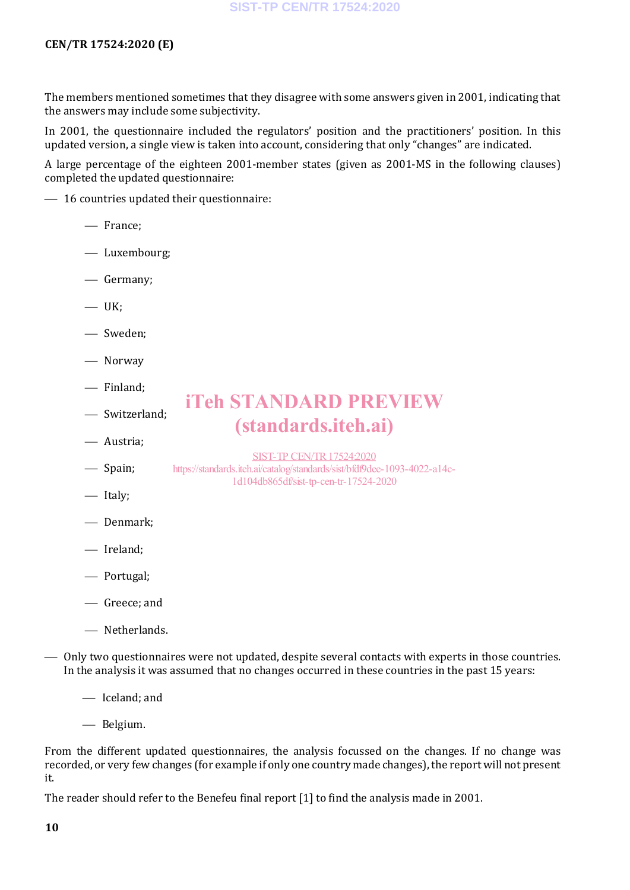The members mentioned sometimes that they disagree with some answers given in 2001, indicating that the answers may include some subjectivity.

In 2001, the questionnaire included the regulators' position and the practitioners' position. In this updated version, a single view is taken into account, considering that only "changes" are indicated.

A large percentage of the eighteen 2001-member states (given as 2001-MS in the following clauses) completed the updated questionnaire:

- 16 countries updated their questionnaire:
  - France;
  - Luxembourg;
  - Germany;
  - UK;
  - Sweden;
  - Norway
  - Finland;
  - Switzerland;
  - Austria;
  - Spain;
  - Italy;
  - Denmark;
  - Ireland;
  - Portugal;
  - Greece; and
  - Netherlands.
- Only two questionnaires were not updated, despite several contacts with experts in those countries. In the analysis it was assumed that no changes occurred in these countries in the past 15 years:
  - Iceland; and
  - Belgium.

From the different updated questionnaires, the analysis focussed on the changes. If no change was recorded, or very few changes (for example if only one country made changes), the report will not present it.

The reader should refer to the Benefeu final report [1] to find the analysis made in 2001.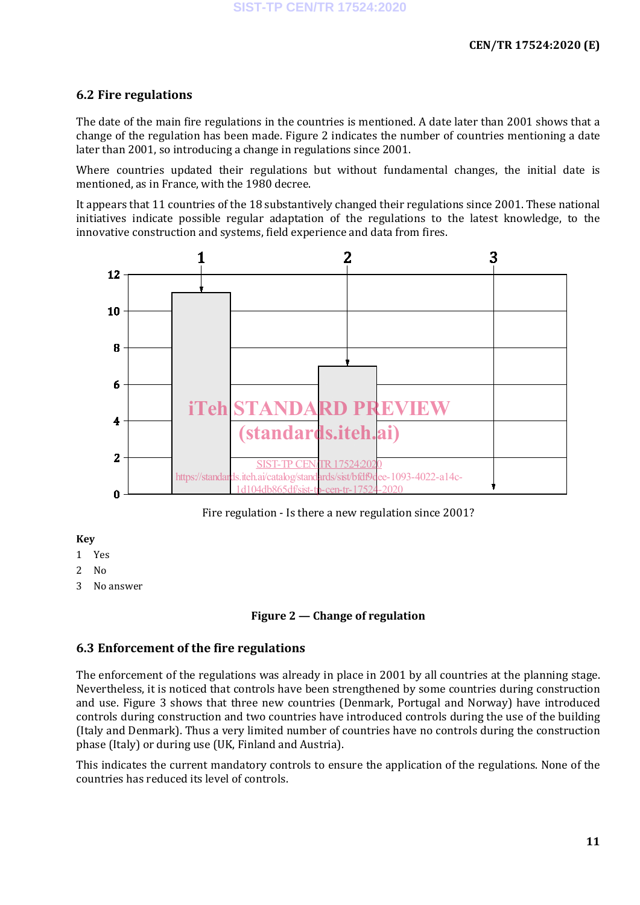## 6.2 Fire regulations

The date of the main fire regulations in the countries is mentioned. A date later than 2001 shows that a change of the regulation has been made. Figure 2 indicates the number of countries mentioning a date later than 2001, so introducing a change in regulations since 2001.

Where countries updated their regulations but without fundamental changes, the initial date is mentioned, as in France, with the 1980 decree.

It appears that 11 countries of the 18 substantively changed their regulations since 2001. These national initiatives indicate possible regular adaptation of the regulations to the latest knowledge, to the innovative construction and systems, field experience and data from fires.

Fire regulation - Is there a new regulation since 2001?

**Key**

1 Yes

2 No

3 No answer

**Figure 2 — Change of regulation**

## 6.3 Enforcement of the fire regulations

The enforcement of the regulations was already in place in 2001 by all countries at the planning stage. Nevertheless, it is noticed that controls have been strengthened by some countries during construction and use. Figure 3 shows that three new countries (Denmark, Portugal and Norway) have introduced controls during construction and two countries have introduced controls during the use of the building (Italy and Denmark). Thus a very limited number of countries have no controls during the construction phase (Italy) or during use (UK, Finland and Austria).

This indicates the current mandatory controls to ensure the application of the regulations. None of the countries has reduced its level of controls.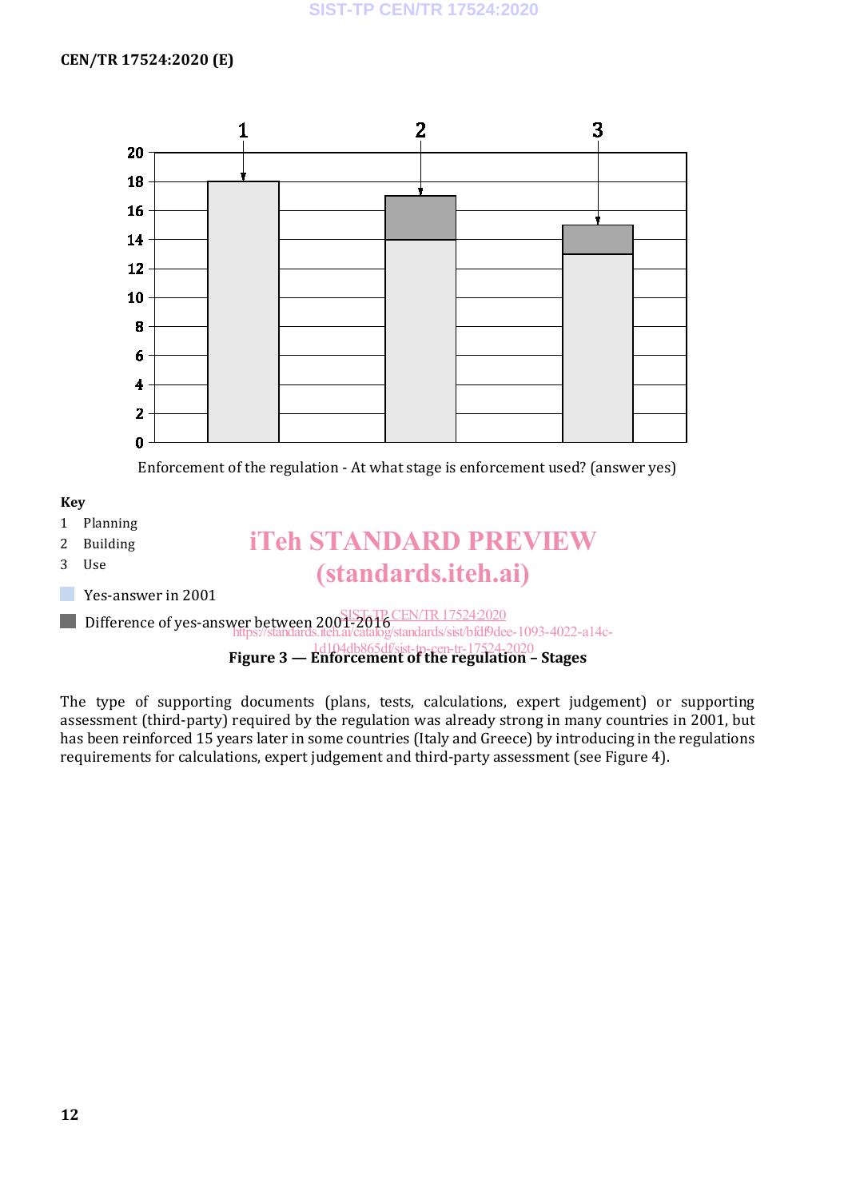Enforcement of the regulation - At what stage is enforcement used? (answer yes)

**Key**

1 Planning

2 Building

3 Use

Yes-answer in 2001

Difference of yes-answer between 2001-2016

**Figure 3 — Enforcement of the regulation – Stages**

The type of supporting documents (plans, tests, calculations, expert judgement) or supporting assessment (third-party) required by the regulation was already strong in many countries in 2001, but has been reinforced 15 years later in some countries (Italy and Greece) by introducing in the regulations requirements for calculations, expert judgement and third-party assessment (see Figure 4).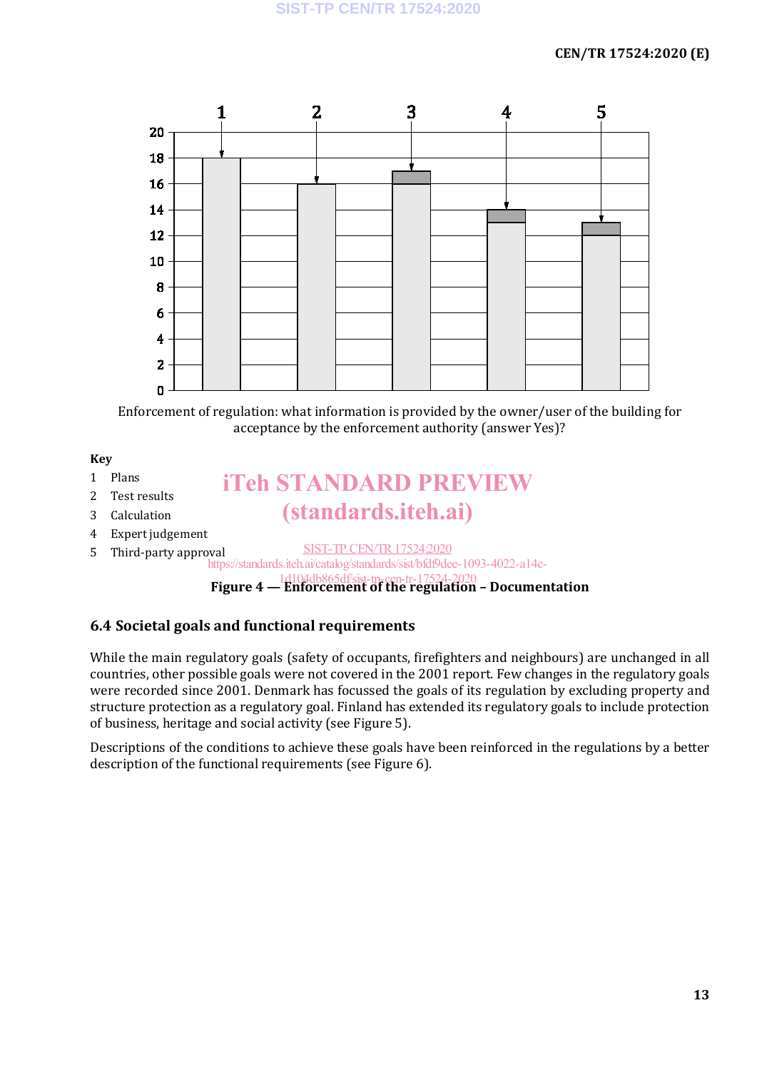1 2 3 4 5

20
18
16
14
12
10
8
6
4
2
0

Enforcement of regulation: what information is provided by the owner/user of the building for acceptance by the enforcement authority (answer Yes)?

**Key**

1 Plans

2 Test results

3 Calculation

4 Expert judgement

5 Third-party approval

**Figure 4 — Enforcement of the regulation – Documentation**

### 6.4 Societal goals and functional requirements

While the main regulatory goals (safety of occupants, firefighters and neighbours) are unchanged in all countries, other possible goals were not covered in the 2001 report. Few changes in the regulatory goals were recorded since 2001. Denmark has focussed the goals of its regulation by excluding property and structure protection as a regulatory goal. Finland has extended its regulatory goals to include protection of business, heritage and social activity (see Figure 5).

Descriptions of the conditions to achieve these goals have been reinforced in the regulations by a better description of the functional requirements (see Figure 6).